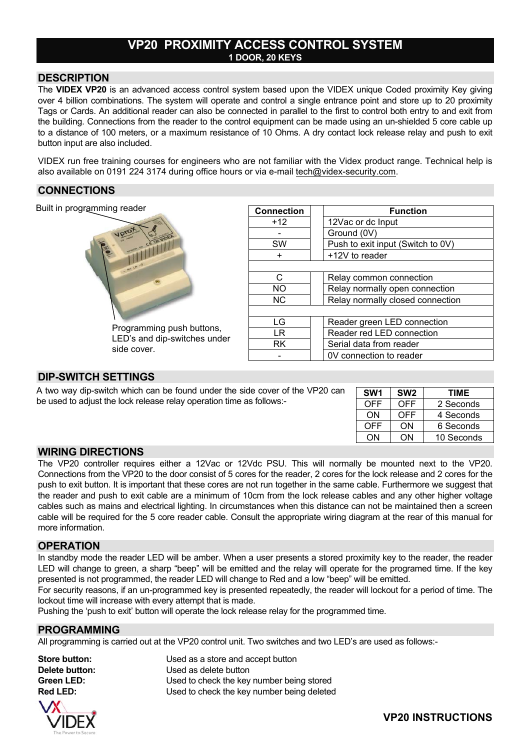# VP20 PROXIMITY ACCESS CONTROL SYSTEM

**1 DOOR, 20 KEYS**

## DESCRIPTION

The **VIDEX VP20** is an advanced access control system based upon the VIDEX unique Coded proximity Key giving over 4 billion combinations. The system will operate and control a single entrance point and store up to 20 proximity Tags or Cards. An additional reader can also be connected in parallel to the first to control both entry to and exit from the building. Connections from the reader to the control equipment can be made using an un-shielded 5 core cable up to a distance of 100 meters, or a maximum resistance of 10 Ohms. A dry contact lock release relay and push to exit button input are also included.

VIDEX run free training courses for engineers who are not familiar with the Videx product range. Technical help is also available on 0191 224 3174 during office hours or via e-mail tech@videx-security.com.

## CONNECTIONS

Built in programming reader

Programming push buttons, LED's and dip-switches under side cover.

| Connection | Function |
|---|---|
| +12 | 12Vac or dc Input |
| - | Ground (0V) |
| SW | Push to exit input (Switch to 0V) |
| + | +12V to reader |
| | |
| C | Relay common connection |
| NO | Relay normally open connection |
| NC | Relay normally closed connection |
| | |
| LG | Reader green LED connection |
| LR | Reader red LED connection |
| RK | Serial data from reader |
| - | 0V connection to reader |

## DIP-SWITCH SETTINGS

A two way dip-switch which can be found under the side cover of the VP20 can be used to adjust the lock release relay operation time as follows:-

| SW1 | SW2 | TIME |
|---|---|---|
| OFF | OFF | 2 Seconds |
| ON | OFF | 4 Seconds |
| OFF | ON | 6 Seconds |
| ON | ON | 10 Seconds |

## WIRING DIRECTIONS

The VP20 controller requires either a 12Vac or 12Vdc PSU. This will normally be mounted next to the VP20. Connections from the VP20 to the door consist of 5 cores for the reader, 2 cores for the lock release and 2 cores for the push to exit button. It is important that these cores are not run together in the same cable. Furthermore we suggest that the reader and push to exit cable are a minimum of 10cm from the lock release cables and any other higher voltage cables such as mains and electrical lighting. In circumstances when this distance can not be maintained then a screen cable will be required for the 5 core reader cable. Consult the appropriate wiring diagram at the rear of this manual for more information.

## OPERATION

In standby mode the reader LED will be amber. When a user presents a stored proximity key to the reader, the reader LED will change to green, a sharp "beep" will be emitted and the relay will operate for the programed time. If the key presented is not programmed, the reader LED will change to Red and a low "beep" will be emitted.

For security reasons, if an un-programmed key is presented repeatedly, the reader will lockout for a period of time. The lockout time will increase with every attempt that is made.

Pushing the 'push to exit' button will operate the lock release relay for the programmed time.

## PROGRAMMING

All programming is carried out at the VP20 control unit. Two switches and two LED's are used as follows:-

**Store button:** Used as a store and accept button

**Delete button:** Used as delete button

**Green LED:** Used to check the key number being stored

**Red LED:** Used to check the key number being deleted

**VP20 INSTRUCTIONS**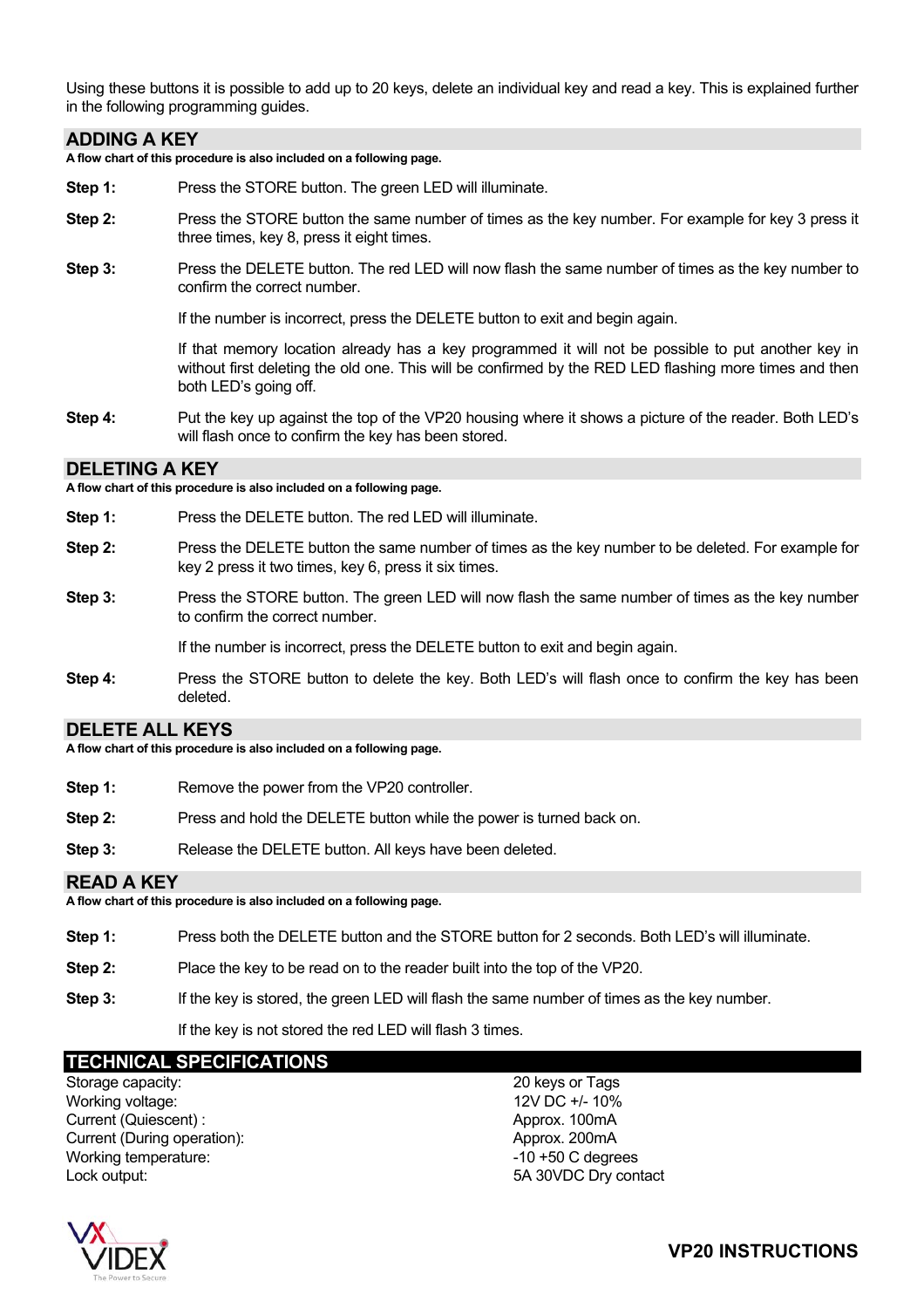Using these buttons it is possible to add up to 20 keys, delete an individual key and read a key. This is explained further in the following programming guides.

## ADDING A KEY

**A flow chart of this procedure is also included on a following page.**

**Step 1:** Press the STORE button. The green LED will illuminate.

**Step 2:** Press the STORE button the same number of times as the key number. For example for key 3 press it three times, key 8, press it eight times.

**Step 3:** Press the DELETE button. The red LED will now flash the same number of times as the key number to confirm the correct number.

If the number is incorrect, press the DELETE button to exit and begin again.

If that memory location already has a key programmed it will not be possible to put another key in without first deleting the old one. This will be confirmed by the RED LED flashing more times and then both LED's going off.

**Step 4:** Put the key up against the top of the VP20 housing where it shows a picture of the reader. Both LED's will flash once to confirm the key has been stored.

## DELETING A KEY

**A flow chart of this procedure is also included on a following page.**

**Step 1:** Press the DELETE button. The red LED will illuminate.

**Step 2:** Press the DELETE button the same number of times as the key number to be deleted. For example for key 2 press it two times, key 6, press it six times.

**Step 3:** Press the STORE button. The green LED will now flash the same number of times as the key number to confirm the correct number.

If the number is incorrect, press the DELETE button to exit and begin again.

**Step 4:** Press the STORE button to delete the key. Both LED's will flash once to confirm the key has been deleted.

## DELETE ALL KEYS

**A flow chart of this procedure is also included on a following page.**

**Step 1:** Remove the power from the VP20 controller.

**Step 2:** Press and hold the DELETE button while the power is turned back on.

**Step 3:** Release the DELETE button. All keys have been deleted.

## READ A KEY

**A flow chart of this procedure is also included on a following page.**

**Step 1:** Press both the DELETE button and the STORE button for 2 seconds. Both LED's will illuminate.

**Step 2:** Place the key to be read on to the reader built into the top of the VP20.

**Step 3:** If the key is stored, the green LED will flash the same number of times as the key number.

If the key is not stored the red LED will flash 3 times.

## TECHNICAL SPECIFICATIONS

| | |
|---|---|
| Storage capacity: | 20 keys or Tags |
| Working voltage: | 12V DC +/- 10% |
| Current (Quiescent) : | Approx. 100mA |
| Current (During operation): | Approx. 200mA |
| Working temperature: | -10 +50 C degrees |
| Lock output: | 5A 30VDC Dry contact |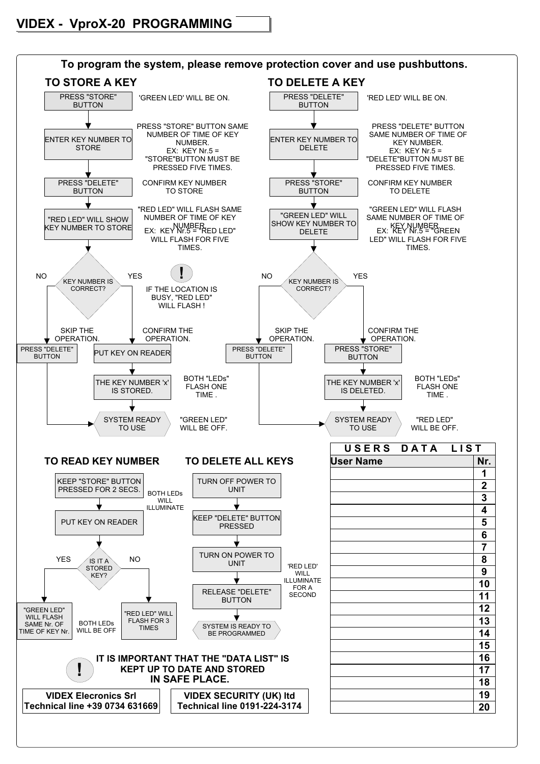# VIDEX - VproX-20 PROGRAMMING

**To program the system, please remove protection cover and use pushbuttons.**

## TO STORE A KEY

1. PRESS "STORE" BUTTON — 'GREEN LED' WILL BE ON.
2. ENTER KEY NUMBER TO STORE — PRESS "STORE" BUTTON SAME NUMBER OF TIME OF KEY NUMBER. EX: KEY Nr.5 = "STORE"BUTTON MUST BE PRESSED FIVE TIMES.
3. PRESS "DELETE" BUTTON — CONFIRM KEY NUMBER TO STORE
4. "RED LED" WILL SHOW KEY NUMBER TO STORE — "RED LED" WILL FLASH SAME NUMBER OF TIME OF KEY NUMBER. EX: KEY Nr.5 = "RED LED" WILL FLASH FOR FIVE TIMES.
5. KEY NUMBER IS CORRECT?
   - NO — SKIP THE OPERATION. → PRESS "DELETE" BUTTON → SYSTEM READY TO USE
   - YES — CONFIRM THE OPERATION. → PUT KEY ON READER → THE KEY NUMBER 'x' IS STORED. (BOTH "LEDs" FLASH ONE TIME .) → SYSTEM READY TO USE ("GREEN LED" WILL BE OFF.)

**!** IF THE LOCATION IS BUSY, "RED LED" WILL FLASH !

## TO DELETE A KEY

1. PRESS "DELETE" BUTTON — 'RED LED' WILL BE ON.
2. ENTER KEY NUMBER TO DELETE — PRESS "DELETE" BUTTON SAME NUMBER OF TIME OF KEY NUMBER. EX: KEY Nr.5 = "DELETE"BUTTON MUST BE PRESSED FIVE TIMES.
3. PRESS "STORE" BUTTON — CONFIRM KEY NUMBER TO DELETE
4. "GREEN LED" WILL SHOW KEY NUMBER TO DELETE — "GREEN LED" WILL FLASH SAME NUMBER OF TIME OF KEY NUMBER. EX: KEY Nr.5 = "GREEN LED" WILL FLASH FOR FIVE TIMES.
5. KEY NUMBER IS CORRECT?
   - NO — SKIP THE OPERATION. → PRESS "DELETE" BUTTON → SYSTEM READY TO USE
   - YES — CONFIRM THE OPERATION. → PRESS "STORE" BUTTON → THE KEY NUMBER 'x' IS DELETED. (BOTH "LEDs" FLASH ONE TIME .) → SYSTEM READY TO USE ("RED LED" WILL BE OFF.)

## TO READ KEY NUMBER

1. KEEP "STORE" BUTTON PRESSED FOR 2 SECS. — BOTH LEDs WILL ILLUMINATE
2. PUT KEY ON READER
3. IS IT A STORED KEY?
   - YES — "GREEN LED" WILL FLASH SAME Nr. OF TIME OF KEY Nr.
   - NO — "RED LED" WILL FLASH FOR 3 TIMES

BOTH LEDs WILL BE OFF

## TO DELETE ALL KEYS

1. TURN OFF POWER TO UNIT
2. KEEP "DELETE" BUTTON PRESSED
3. TURN ON POWER TO UNIT — 'RED LED' WILL ILLUMINATE FOR A SECOND
4. RELEASE "DELETE" BUTTON
5. SYSTEM IS READY TO BE PROGRAMMED

**!** **IT IS IMPORTANT THAT THE "DATA LIST" IS KEPT UP TO DATE AND STORED IN SAFE PLACE.**

**VIDEX Elecronics Srl**
**Technical line +39 0734 631669**

**VIDEX SECURITY (UK) ltd**
**Technical line 0191-224-3174**

## USERS DATA LIST

| User Name | Nr. |
|---|---|
| | 1 |
| | 2 |
| | 3 |
| | 4 |
| | 5 |
| | 6 |
| | 7 |
| | 8 |
| | 9 |
| | 10 |
| | 11 |
| | 12 |
| | 13 |
| | 14 |
| | 15 |
| | 16 |
| | 17 |
| | 18 |
| | 19 |
| | 20 |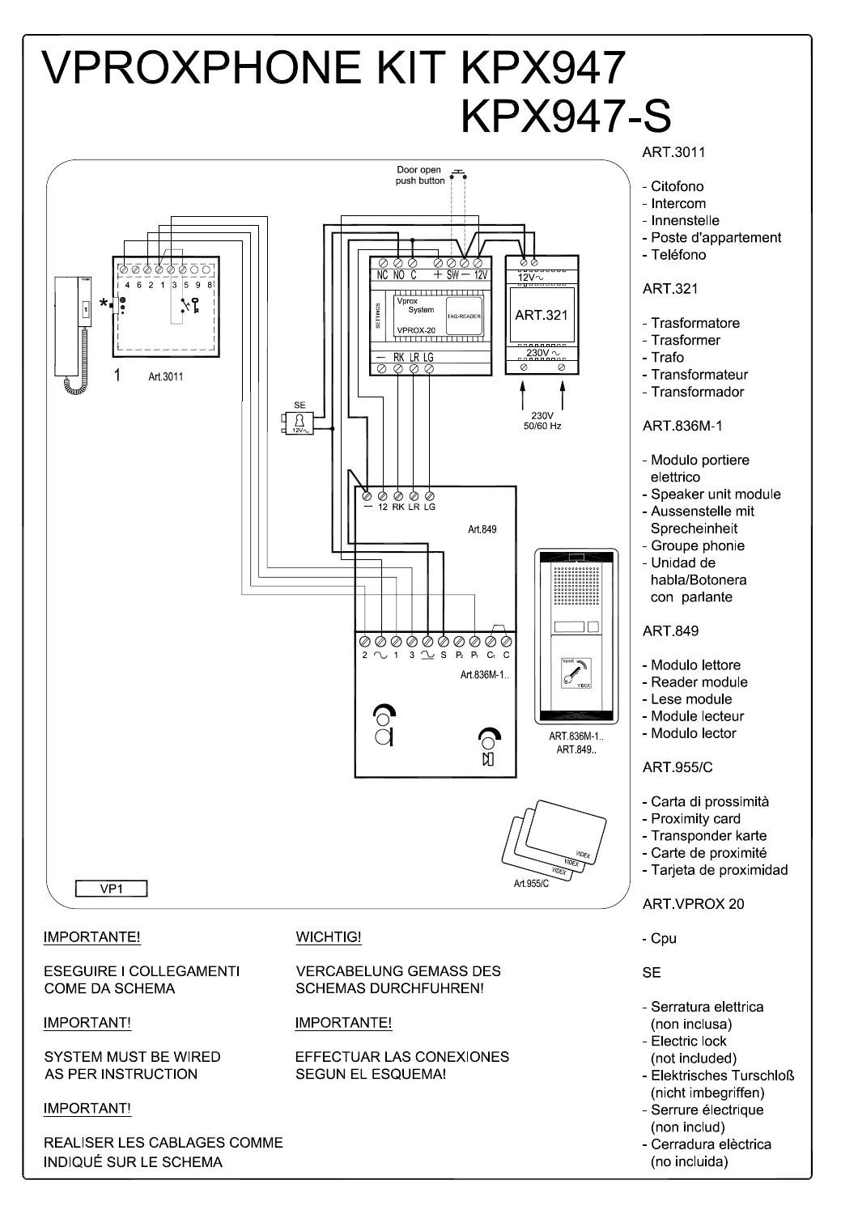# VPROXPHONE KIT KPX947
# KPX947-S

Door open push button

4 6 2 1 3 5 9 8

1 Art.3011

NC NO C + SW — 12V

Vprox System

SETTINGS

TAG-READER

VPROX-20

— RK LR LG

12V~

ART.321

230V ~

230V 50/60 Hz

SE

12V~

— 12 RK LR LG

Art.849

2 ~ 1 3 ~ S P2 P1 C1 C

Art.836M-1..

ART.836M-1..
ART.849..

Art.955/C

VP1

ART.3011

- Citofono
- Intercom
- Innenstelle
- Poste d'appartement
- Teléfono

ART.321

- Trasformatore
- Trasformer
- Trafo
- Transformateur
- Transformador

ART.836M-1

- Modulo portiere elettrico
- Speaker unit module
- Aussenstelle mit Sprecheinheit
- Groupe phonie
- Unidad de habla/Botonera con parlante

ART.849

- Modulo lettore
- Reader module
- Lese module
- Module lecteur
- Modulo lector

ART.955/C

- Carta di prossimità
- Proximity card
- Transponder karte
- Carte de proximité
- Tarjeta de proximidad

ART.VPROX 20

- Cpu

SE

- Serratura elettrica (non inclusa)
- Electric lock (not included)
- Elektrisches Turschloß (nicht imbegriffen)
- Serrure électrique (non includ)
- Cerradura elèctrica (no incluida)

IMPORTANTE!

ESEGUIRE I COLLEGAMENTI COME DA SCHEMA

IMPORTANT!

SYSTEM MUST BE WIRED AS PER INSTRUCTION

IMPORTANT!

REALISER LES CABLAGES COMME INDIQUÉ SUR LE SCHEMA

WICHTIG!

VERCABELUNG GEMASS DES SCHEMAS DURCHFUHREN!

IMPORTANTE!

EFFECTUAR LAS CONEXIONES SEGUN EL ESQUEMA!